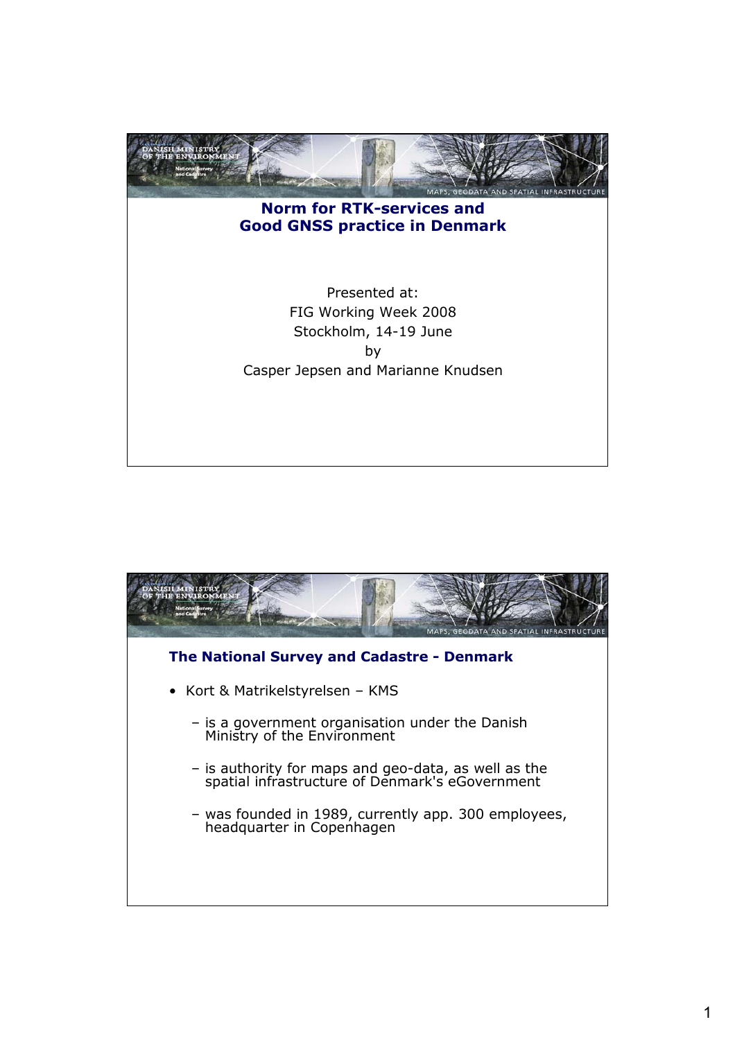# Norm for RTK-services and Good GNSS practice in Denmark

Presented at:
FIG Working Week 2008
Stockholm, 14-19 June
by
Casper Jepsen and Marianne Knudsen

## The National Survey and Cadastre - Denmark

- Kort & Matrikelstyrelsen – KMS
  - is a government organisation under the Danish Ministry of the Environment
  - is authority for maps and geo-data, as well as the spatial infrastructure of Denmark's eGovernment
  - was founded in 1989, currently app. 300 employees, headquarter in Copenhagen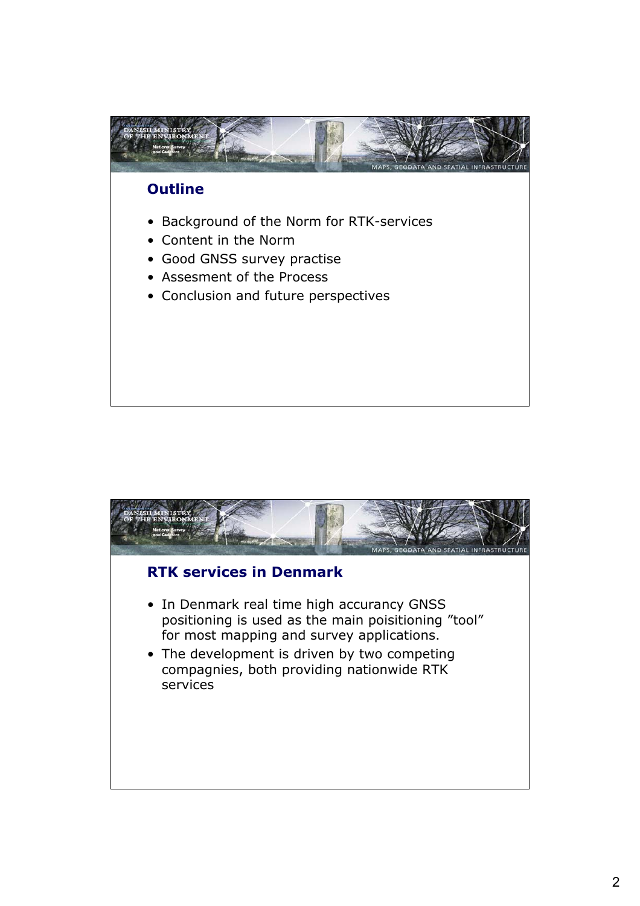## Outline

- Background of the Norm for RTK-services
- Content in the Norm
- Good GNSS survey practise
- Assesment of the Process
- Conclusion and future perspectives

## RTK services in Denmark

- In Denmark real time high accurancy GNSS positioning is used as the main poisitioning ”tool” for most mapping and survey applications.
- The development is driven by two competing compagnies, both providing nationwide RTK services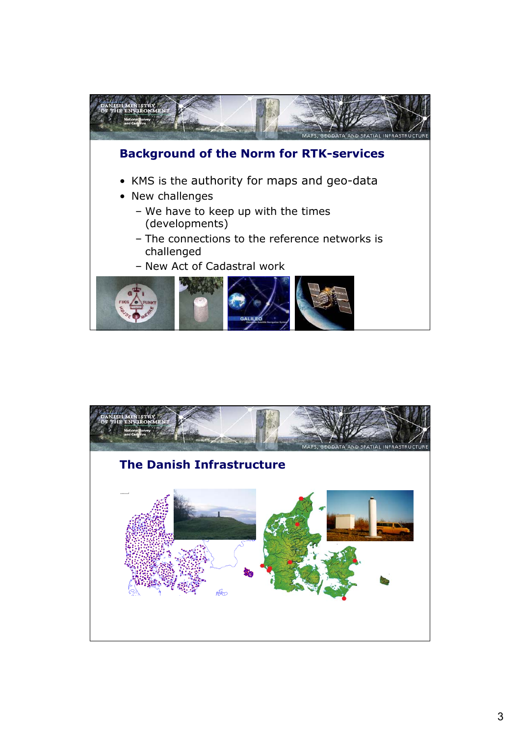## Background of the Norm for RTK-services

- KMS is the authority for maps and geo-data
- New challenges
  - We have to keep up with the times (developments)
  - The connections to the reference networks is challenged
  - New Act of Cadastral work

## The Danish Infrastructure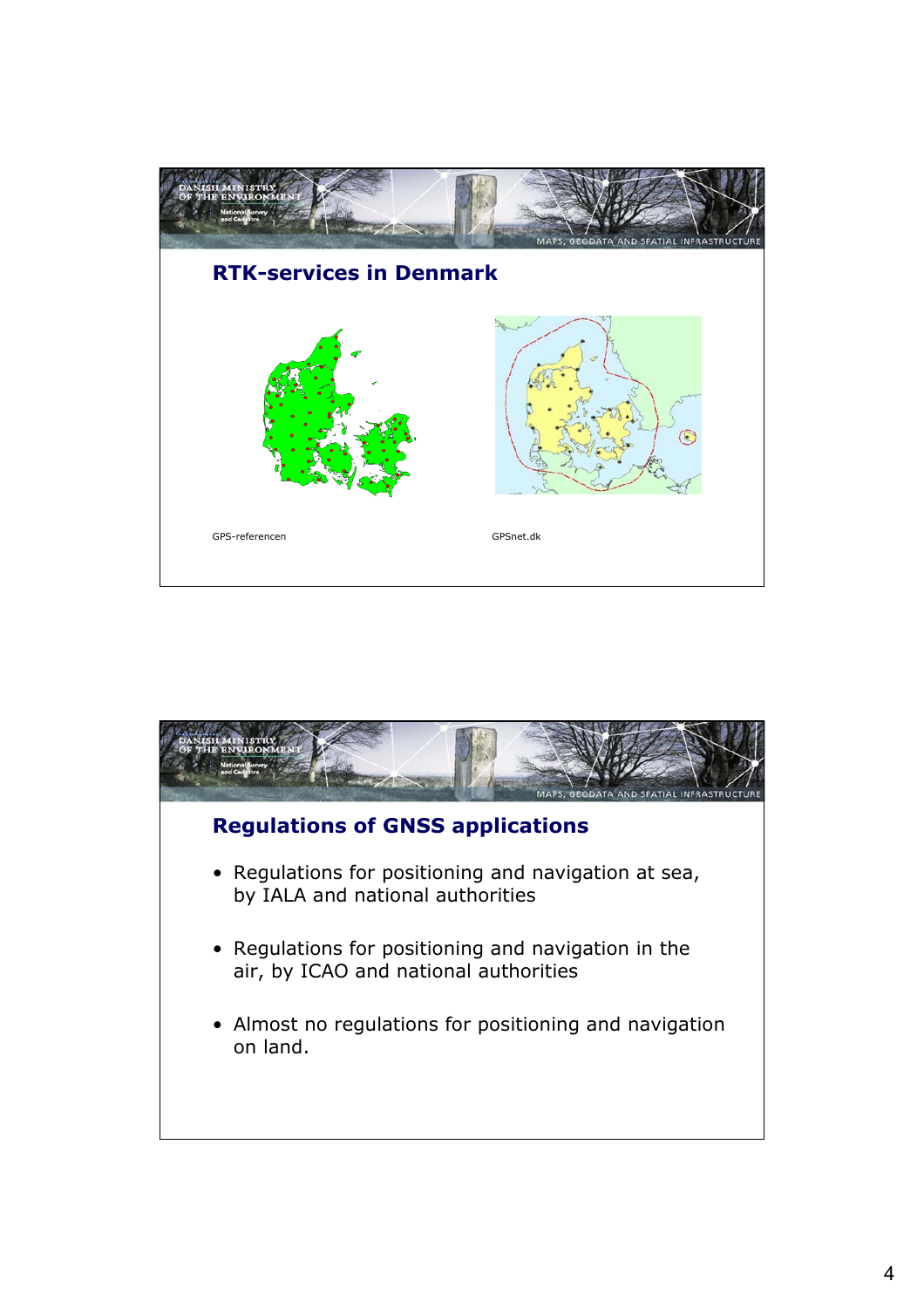## RTK-services in Denmark

GPS-referencen

GPSnet.dk

## Regulations of GNSS applications

- Regulations for positioning and navigation at sea, by IALA and national authorities
- Regulations for positioning and navigation in the air, by ICAO and national authorities
- Almost no regulations for positioning and navigation on land.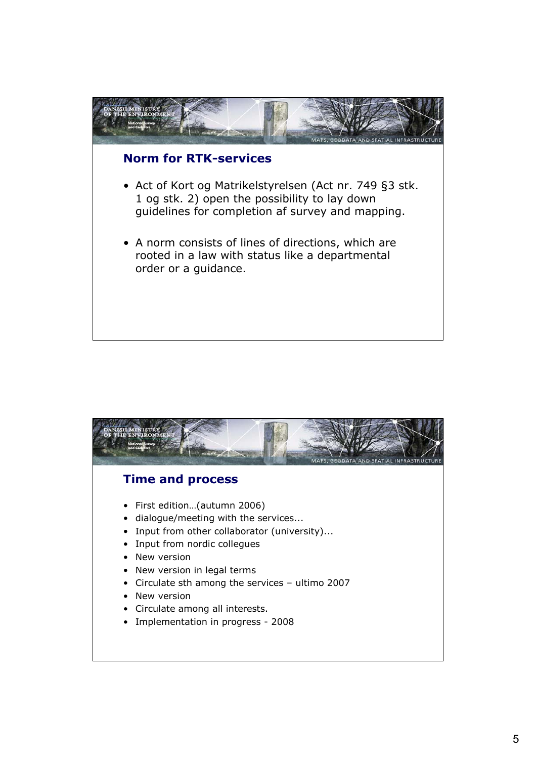## Norm for RTK-services

- Act of Kort og Matrikelstyrelsen (Act nr. 749 §3 stk. 1 og stk. 2) open the possibility to lay down guidelines for completion af survey and mapping.
- A norm consists of lines of directions, which are rooted in a law with status like a departmental order or a guidance.

## Time and process

- First edition…(autumn 2006)
- dialogue/meeting with the services...
- Input from other collaborator (university)...
- Input from nordic collegues
- New version
- New version in legal terms
- Circulate sth among the services – ultimo 2007
- New version
- Circulate among all interests.
- Implementation in progress - 2008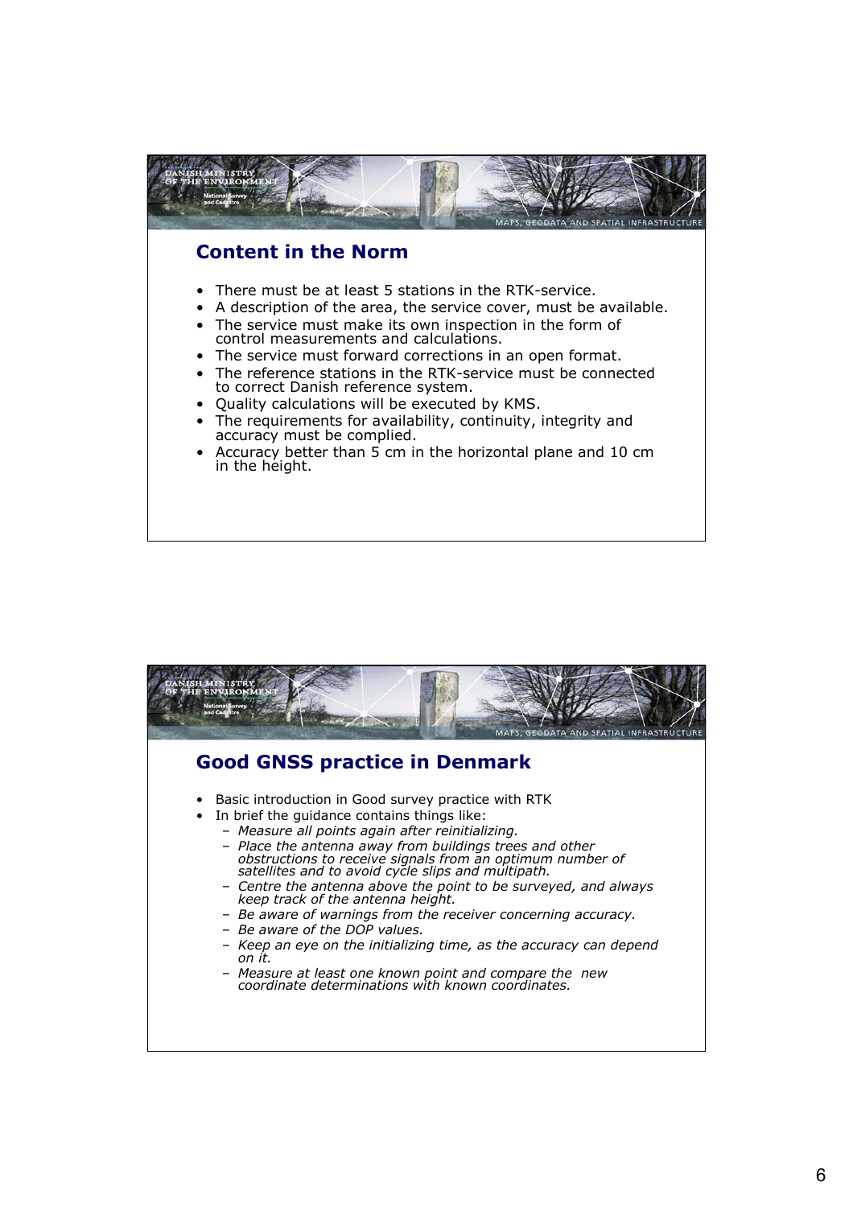## Content in the Norm

- There must be at least 5 stations in the RTK-service.
- A description of the area, the service cover, must be available.
- The service must make its own inspection in the form of control measurements and calculations.
- The service must forward corrections in an open format.
- The reference stations in the RTK-service must be connected to correct Danish reference system.
- Quality calculations will be executed by KMS.
- The requirements for availability, continuity, integrity and accuracy must be complied.
- Accuracy better than 5 cm in the horizontal plane and 10 cm in the height.

## Good GNSS practice in Denmark

- Basic introduction in Good survey practice with RTK
- In brief the guidance contains things like:
  - *Measure all points again after reinitializing.*
  - *Place the antenna away from buildings trees and other obstructions to receive signals from an optimum number of satellites and to avoid cycle slips and multipath.*
  - *Centre the antenna above the point to be surveyed, and always keep track of the antenna height.*
  - *Be aware of warnings from the receiver concerning accuracy.*
  - *Be aware of the DOP values.*
  - *Keep an eye on the initializing time, as the accuracy can depend on it.*
  - *Measure at least one known point and compare the new coordinate determinations with known coordinates.*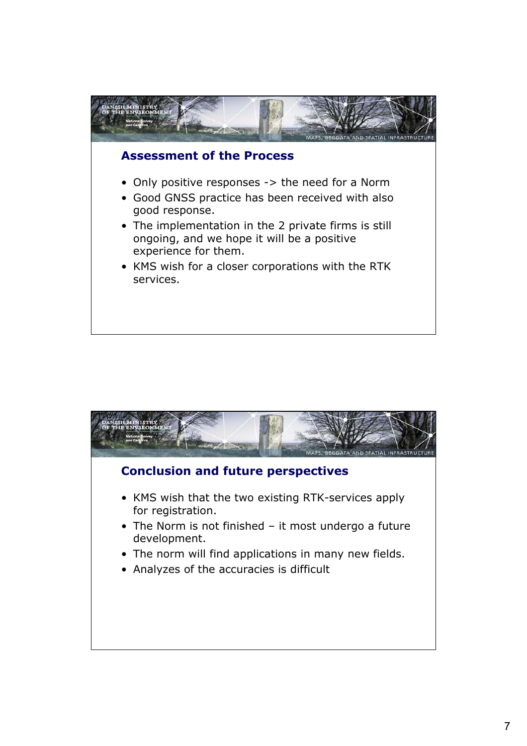## Assessment of the Process

- Only positive responses -> the need for a Norm
- Good GNSS practice has been received with also good response.
- The implementation in the 2 private firms is still ongoing, and we hope it will be a positive experience for them.
- KMS wish for a closer corporations with the RTK services.

## Conclusion and future perspectives

- KMS wish that the two existing RTK-services apply for registration.
- The Norm is not finished – it most undergo a future development.
- The norm will find applications in many new fields.
- Analyzes of the accuracies is difficult